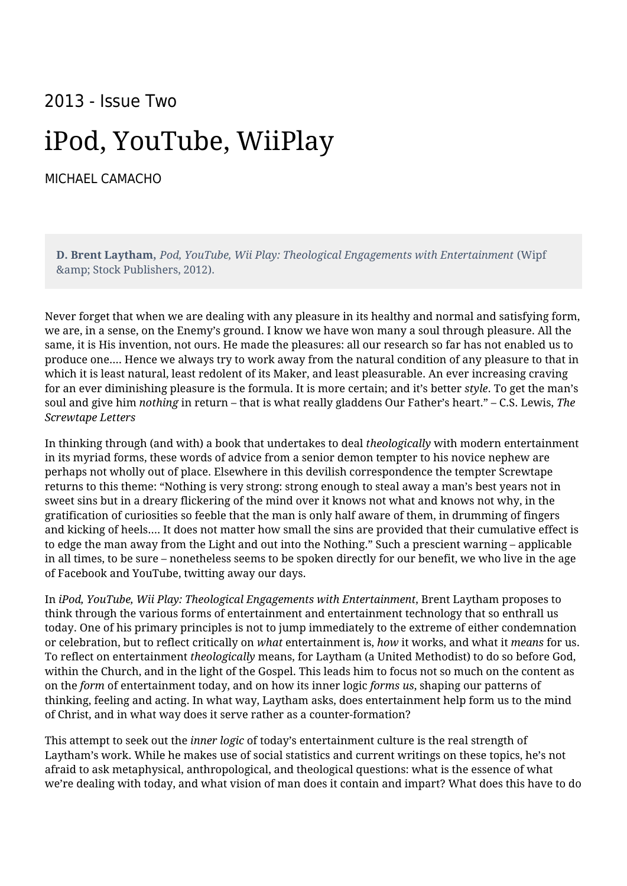2013 - Issue Two

# iPod, YouTube, WiiPlay

MICHAEL CAMACHO

> **D. Brent Laytham,** *Pod, YouTube, Wii Play: Theological Engagements with Entertainment* (Wipf &amp; Stock Publishers, 2012).

Never forget that when we are dealing with any pleasure in its healthy and normal and satisfying form, we are, in a sense, on the Enemy's ground. I know we have won many a soul through pleasure. All the same, it is His invention, not ours. He made the pleasures: all our research so far has not enabled us to produce one.... Hence we always try to work away from the natural condition of any pleasure to that in which it is least natural, least redolent of its Maker, and least pleasurable. An ever increasing craving for an ever diminishing pleasure is the formula. It is more certain; and it's better *style*. To get the man's soul and give him *nothing* in return – that is what really gladdens Our Father's heart." – C.S. Lewis, *The Screwtape Letters*

In thinking through (and with) a book that undertakes to deal *theologically* with modern entertainment in its myriad forms, these words of advice from a senior demon tempter to his novice nephew are perhaps not wholly out of place. Elsewhere in this devilish correspondence the tempter Screwtape returns to this theme: "Nothing is very strong: strong enough to steal away a man's best years not in sweet sins but in a dreary flickering of the mind over it knows not what and knows not why, in the gratification of curiosities so feeble that the man is only half aware of them, in drumming of fingers and kicking of heels.... It does not matter how small the sins are provided that their cumulative effect is to edge the man away from the Light and out into the Nothing." Such a prescient warning – applicable in all times, to be sure – nonetheless seems to be spoken directly for our benefit, we who live in the age of Facebook and YouTube, twitting away our days.

In *iPod, YouTube, Wii Play: Theological Engagements with Entertainment*, Brent Laytham proposes to think through the various forms of entertainment and entertainment technology that so enthrall us today. One of his primary principles is not to jump immediately to the extreme of either condemnation or celebration, but to reflect critically on *what* entertainment is, *how* it works, and what it *means* for us. To reflect on entertainment *theologically* means, for Laytham (a United Methodist) to do so before God, within the Church, and in the light of the Gospel. This leads him to focus not so much on the content as on the *form* of entertainment today, and on how its inner logic *forms us*, shaping our patterns of thinking, feeling and acting. In what way, Laytham asks, does entertainment help form us to the mind of Christ, and in what way does it serve rather as a counter-formation?

This attempt to seek out the *inner logic* of today's entertainment culture is the real strength of Laytham's work. While he makes use of social statistics and current writings on these topics, he's not afraid to ask metaphysical, anthropological, and theological questions: what is the essence of what we're dealing with today, and what vision of man does it contain and impart? What does this have to do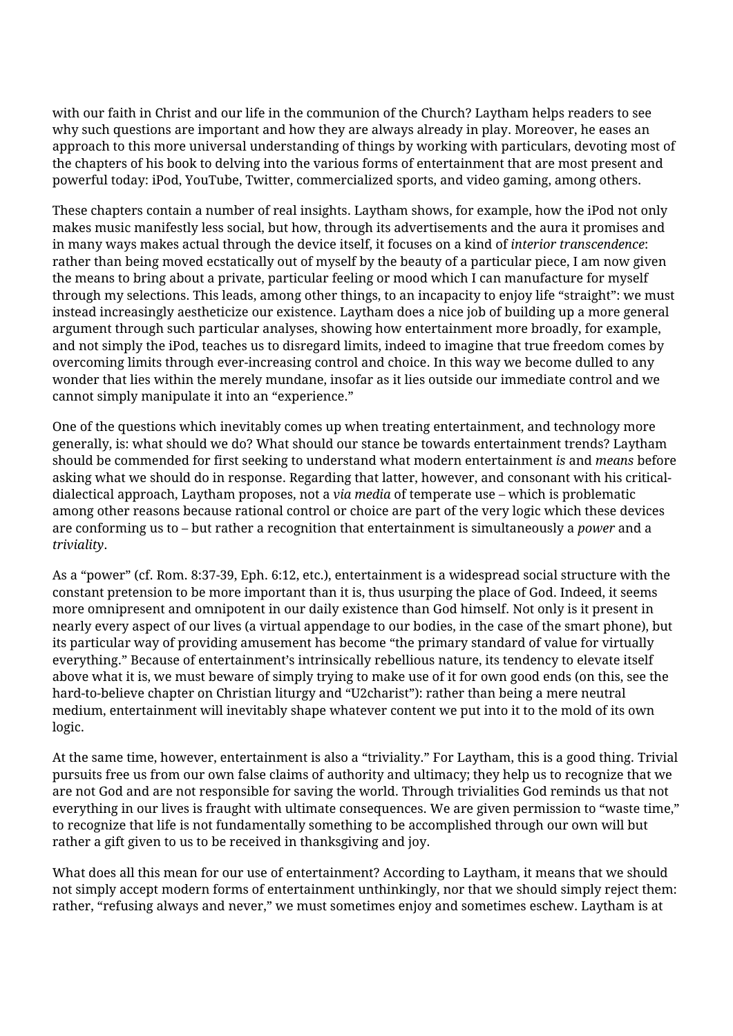with our faith in Christ and our life in the communion of the Church? Laytham helps readers to see why such questions are important and how they are always already in play. Moreover, he eases an approach to this more universal understanding of things by working with particulars, devoting most of the chapters of his book to delving into the various forms of entertainment that are most present and powerful today: iPod, YouTube, Twitter, commercialized sports, and video gaming, among others.

These chapters contain a number of real insights. Laytham shows, for example, how the iPod not only makes music manifestly less social, but how, through its advertisements and the aura it promises and in many ways makes actual through the device itself, it focuses on a kind of *interior transcendence*: rather than being moved ecstatically out of myself by the beauty of a particular piece, I am now given the means to bring about a private, particular feeling or mood which I can manufacture for myself through my selections. This leads, among other things, to an incapacity to enjoy life "straight": we must instead increasingly aestheticize our existence. Laytham does a nice job of building up a more general argument through such particular analyses, showing how entertainment more broadly, for example, and not simply the iPod, teaches us to disregard limits, indeed to imagine that true freedom comes by overcoming limits through ever-increasing control and choice. In this way we become dulled to any wonder that lies within the merely mundane, insofar as it lies outside our immediate control and we cannot simply manipulate it into an "experience."

One of the questions which inevitably comes up when treating entertainment, and technology more generally, is: what should we do? What should our stance be towards entertainment trends? Laytham should be commended for first seeking to understand what modern entertainment *is* and *means* before asking what we should do in response. Regarding that latter, however, and consonant with his critical-dialectical approach, Laytham proposes, not a *via media* of temperate use – which is problematic among other reasons because rational control or choice are part of the very logic which these devices are conforming us to – but rather a recognition that entertainment is simultaneously a *power* and a *triviality*.

As a "power" (cf. Rom. 8:37-39, Eph. 6:12, etc.), entertainment is a widespread social structure with the constant pretension to be more important than it is, thus usurping the place of God. Indeed, it seems more omnipresent and omnipotent in our daily existence than God himself. Not only is it present in nearly every aspect of our lives (a virtual appendage to our bodies, in the case of the smart phone), but its particular way of providing amusement has become "the primary standard of value for virtually everything." Because of entertainment's intrinsically rebellious nature, its tendency to elevate itself above what it is, we must beware of simply trying to make use of it for own good ends (on this, see the hard-to-believe chapter on Christian liturgy and "U2charist"): rather than being a mere neutral medium, entertainment will inevitably shape whatever content we put into it to the mold of its own logic.

At the same time, however, entertainment is also a "triviality." For Laytham, this is a good thing. Trivial pursuits free us from our own false claims of authority and ultimacy; they help us to recognize that we are not God and are not responsible for saving the world. Through trivialities God reminds us that not everything in our lives is fraught with ultimate consequences. We are given permission to "waste time," to recognize that life is not fundamentally something to be accomplished through our own will but rather a gift given to us to be received in thanksgiving and joy.

What does all this mean for our use of entertainment? According to Laytham, it means that we should not simply accept modern forms of entertainment unthinkingly, nor that we should simply reject them: rather, "refusing always and never," we must sometimes enjoy and sometimes eschew. Laytham is at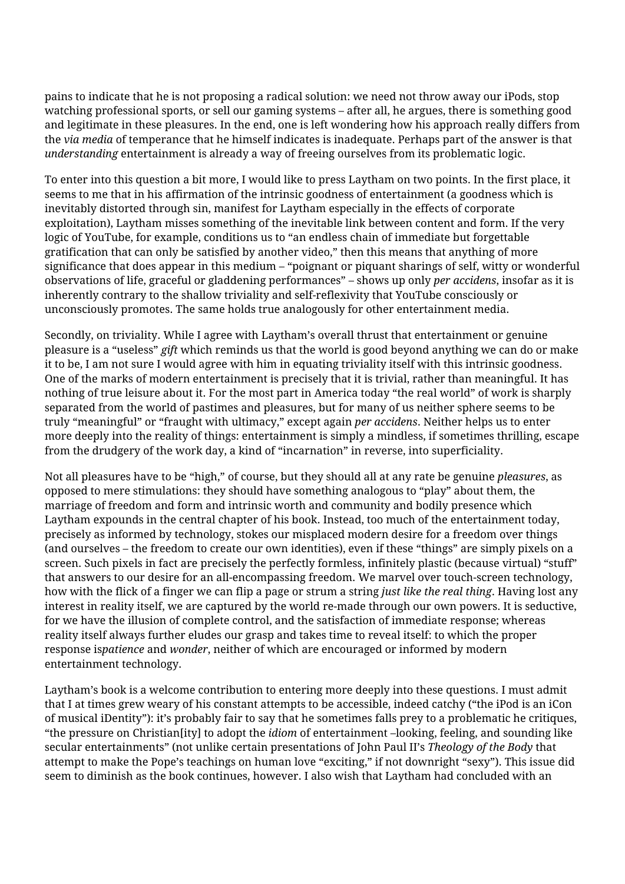pains to indicate that he is not proposing a radical solution: we need not throw away our iPods, stop watching professional sports, or sell our gaming systems – after all, he argues, there is something good and legitimate in these pleasures. In the end, one is left wondering how his approach really differs from the *via media* of temperance that he himself indicates is inadequate. Perhaps part of the answer is that *understanding* entertainment is already a way of freeing ourselves from its problematic logic.

To enter into this question a bit more, I would like to press Laytham on two points. In the first place, it seems to me that in his affirmation of the intrinsic goodness of entertainment (a goodness which is inevitably distorted through sin, manifest for Laytham especially in the effects of corporate exploitation), Laytham misses something of the inevitable link between content and form. If the very logic of YouTube, for example, conditions us to "an endless chain of immediate but forgettable gratification that can only be satisfied by another video," then this means that anything of more significance that does appear in this medium – "poignant or piquant sharings of self, witty or wonderful observations of life, graceful or gladdening performances" – shows up only *per accidens*, insofar as it is inherently contrary to the shallow triviality and self-reflexivity that YouTube consciously or unconsciously promotes. The same holds true analogously for other entertainment media.

Secondly, on triviality. While I agree with Laytham's overall thrust that entertainment or genuine pleasure is a "useless" *gift* which reminds us that the world is good beyond anything we can do or make it to be, I am not sure I would agree with him in equating triviality itself with this intrinsic goodness. One of the marks of modern entertainment is precisely that it is trivial, rather than meaningful. It has nothing of true leisure about it. For the most part in America today "the real world" of work is sharply separated from the world of pastimes and pleasures, but for many of us neither sphere seems to be truly "meaningful" or "fraught with ultimacy," except again *per accidens*. Neither helps us to enter more deeply into the reality of things: entertainment is simply a mindless, if sometimes thrilling, escape from the drudgery of the work day, a kind of "incarnation" in reverse, into superficiality.

Not all pleasures have to be "high," of course, but they should all at any rate be genuine *pleasures*, as opposed to mere stimulations: they should have something analogous to "play" about them, the marriage of freedom and form and intrinsic worth and community and bodily presence which Laytham expounds in the central chapter of his book. Instead, too much of the entertainment today, precisely as informed by technology, stokes our misplaced modern desire for a freedom over things (and ourselves – the freedom to create our own identities), even if these "things" are simply pixels on a screen. Such pixels in fact are precisely the perfectly formless, infinitely plastic (because virtual) "stuff" that answers to our desire for an all-encompassing freedom. We marvel over touch-screen technology, how with the flick of a finger we can flip a page or strum a string *just like the real thing*. Having lost any interest in reality itself, we are captured by the world re-made through our own powers. It is seductive, for we have the illusion of complete control, and the satisfaction of immediate response; whereas reality itself always further eludes our grasp and takes time to reveal itself: to which the proper response is*patience* and *wonder*, neither of which are encouraged or informed by modern entertainment technology.

Laytham's book is a welcome contribution to entering more deeply into these questions. I must admit that I at times grew weary of his constant attempts to be accessible, indeed catchy ("the iPod is an iCon of musical iDentity"): it's probably fair to say that he sometimes falls prey to a problematic he critiques, "the pressure on Christian[ity] to adopt the *idiom* of entertainment –looking, feeling, and sounding like secular entertainments" (not unlike certain presentations of John Paul II's *Theology of the Body* that attempt to make the Pope's teachings on human love "exciting," if not downright "sexy"). This issue did seem to diminish as the book continues, however. I also wish that Laytham had concluded with an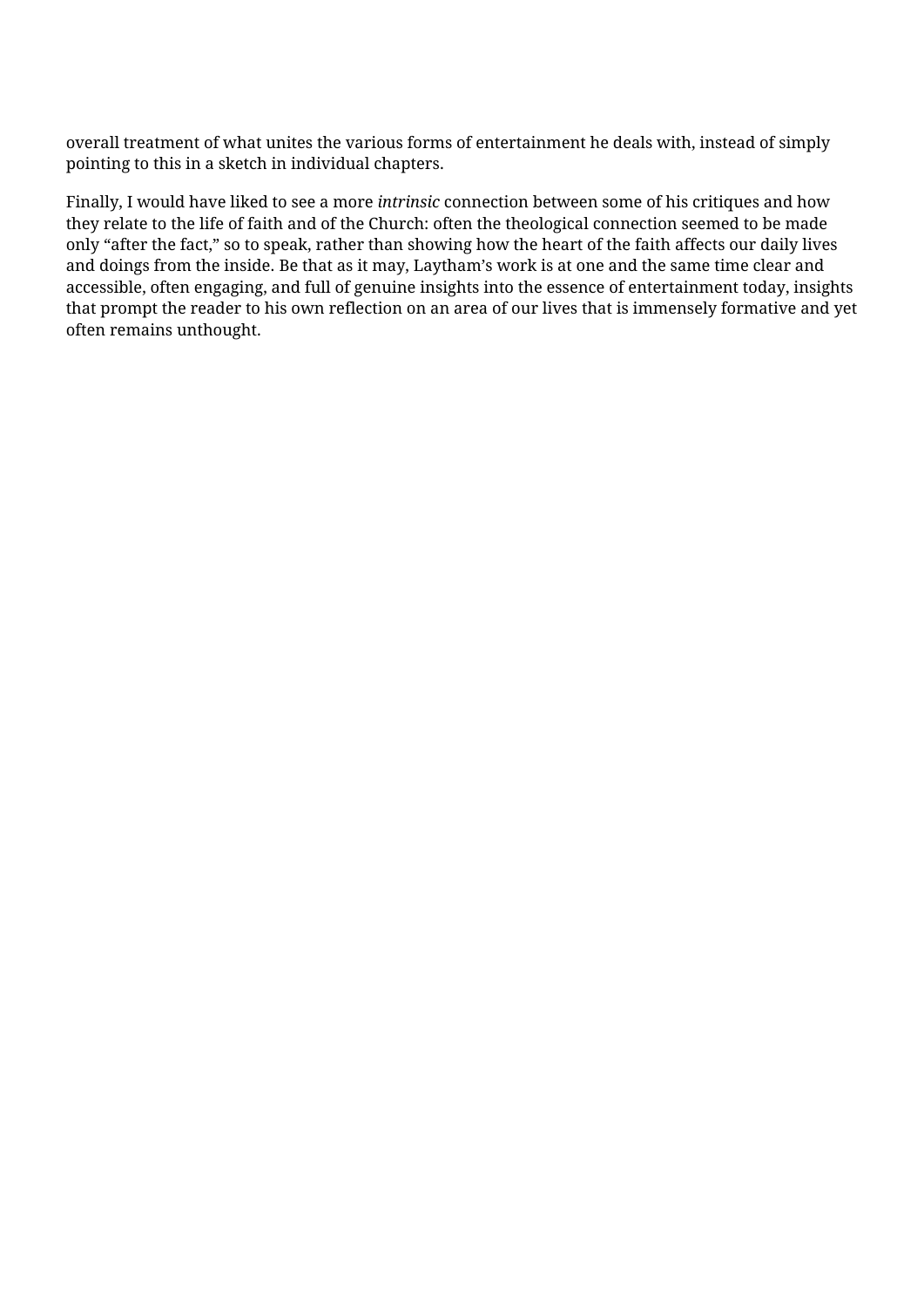overall treatment of what unites the various forms of entertainment he deals with, instead of simply pointing to this in a sketch in individual chapters.

Finally, I would have liked to see a more *intrinsic* connection between some of his critiques and how they relate to the life of faith and of the Church: often the theological connection seemed to be made only “after the fact,” so to speak, rather than showing how the heart of the faith affects our daily lives and doings from the inside. Be that as it may, Laytham’s work is at one and the same time clear and accessible, often engaging, and full of genuine insights into the essence of entertainment today, insights that prompt the reader to his own reflection on an area of our lives that is immensely formative and yet often remains unthought.